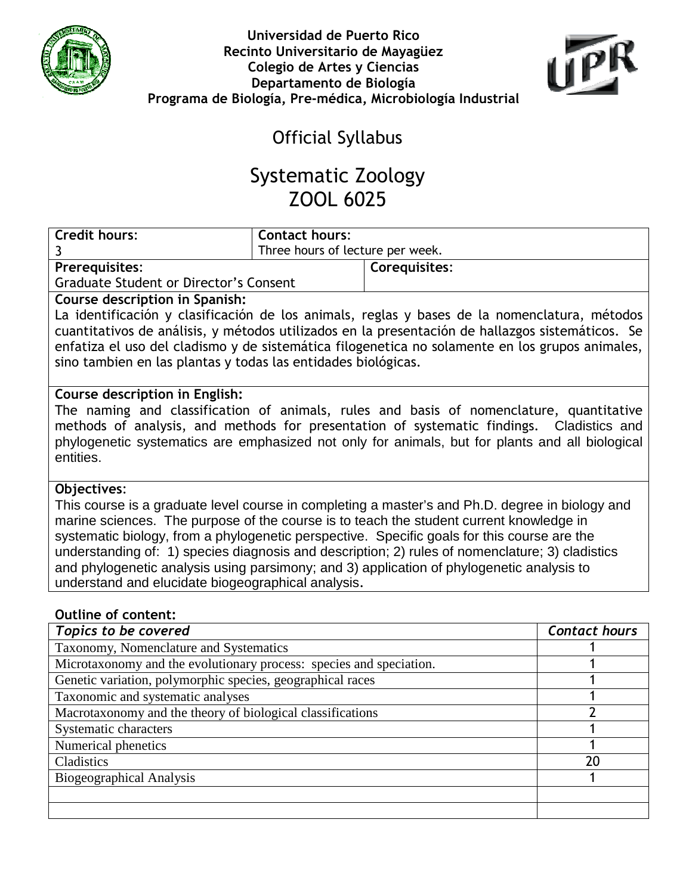**Universidad de Puerto Rico**
**Recinto Universitario de Mayagüez**
**Colegio de Artes y Ciencias**
**Departamento de Biología**
**Programa de Biología, Pre-médica, Microbiología Industrial**

# Official Syllabus

# Systematic Zoology
# ZOOL 6025

| **Credit hours**: | **Contact hours**: |
|---|---|
| 3 | Three hours of lecture per week. |

| **Prerequisites**: | **Corequisites**: |
|---|---|
| Graduate Student or Director's Consent | |

**Course description in Spanish:**
La identificación y clasificación de los animals, reglas y bases de la nomenclatura, métodos cuantitativos de análisis, y métodos utilizados en la presentación de hallazgos sistemáticos. Se enfatiza el uso del cladismo y de sistemática filogenetica no solamente en los grupos animales, sino tambien en las plantas y todas las entidades biológicas.

**Course description in English:**
The naming and classification of animals, rules and basis of nomenclature, quantitative methods of analysis, and methods for presentation of systematic findings. Cladistics and phylogenetic systematics are emphasized not only for animals, but for plants and all biological entities.

**Objectives**:
This course is a graduate level course in completing a master's and Ph.D. degree in biology and marine sciences. The purpose of the course is to teach the student current knowledge in systematic biology, from a phylogenetic perspective. Specific goals for this course are the understanding of: 1) species diagnosis and description; 2) rules of nomenclature; 3) cladistics and phylogenetic analysis using parsimony; and 3) application of phylogenetic analysis to understand and elucidate biogeographical analysis.

**Outline of content:**

| *Topics to be covered* | *Contact hours* |
|---|---|
| Taxonomy, Nomenclature and Systematics | 1 |
| Microtaxonomy and the evolutionary process: species and speciation. | 1 |
| Genetic variation, polymorphic species, geographical races | 1 |
| Taxonomic and systematic analyses | 1 |
| Macrotaxonomy and the theory of biological classifications | 2 |
| Systematic characters | 1 |
| Numerical phenetics | 1 |
| Cladistics | 20 |
| Biogeographical Analysis | 1 |
| | |
| | |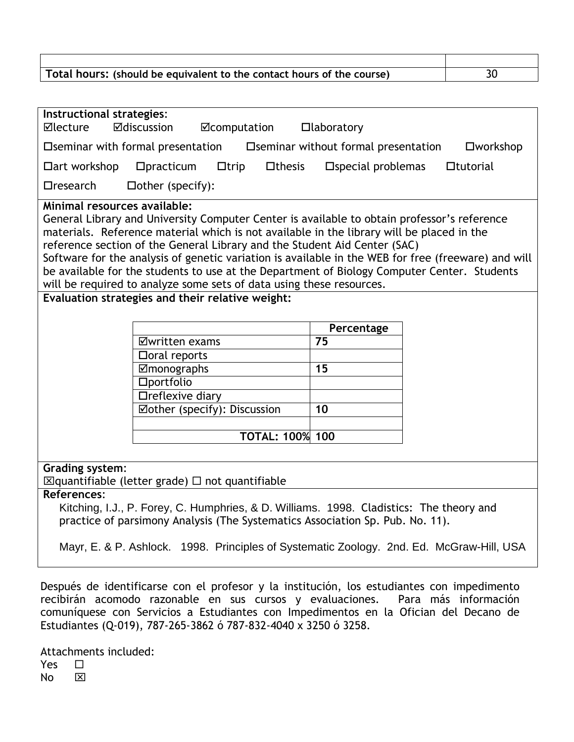| | |
|---|---|
| | |
| **Total hours:** **(should be equivalent to the contact hours of the course)** | 30 |

**Instructional strategies**:

☑lecture ☑discussion ☑computation ☐laboratory

☐seminar with formal presentation ☐seminar without formal presentation ☐workshop

☐art workshop ☐practicum ☐trip ☐thesis ☐special problemas ☐tutorial

☐research ☐other (specify):

**Minimal resources available:**

General Library and University Computer Center is available to obtain professor's reference materials. Reference material which is not available in the library will be placed in the reference section of the General Library and the Student Aid Center (SAC)

Software for the analysis of genetic variation is available in the WEB for free (freeware) and will be available for the students to use at the Department of Biology Computer Center. Students will be required to analyze some sets of data using these resources.

**Evaluation strategies and their relative weight:**

| | **Percentage** |
|---|---|
| ☑written exams | **75** |
| ☐oral reports | |
| ☑monographs | **15** |
| ☐portfolio | |
| ☐reflexive diary | |
| ☑other (specify): Discussion | **10** |
| | |
| **TOTAL: 100%** | **100** |

**Grading system**:

☒quantifiable (letter grade) ☐ not quantifiable

**References**:

Kitching, I.J., P. Forey, C. Humphries, & D. Williams. 1998. Cladistics: The theory and practice of parsimony Analysis (The Systematics Association Sp. Pub. No. 11).

Mayr, E. & P. Ashlock. 1998. Principles of Systematic Zoology. 2nd. Ed. McGraw-Hill, USA

Después de identificarse con el profesor y la institución, los estudiantes con impedimento recibirán acomodo razonable en sus cursos y evaluaciones. Para más información comuníquese con Servicios a Estudiantes con Impedimentos en la Ofician del Decano de Estudiantes (Q-019), 787-265-3862 ó 787-832-4040 x 3250 ó 3258.

Attachments included:

Yes ☐

No ☒